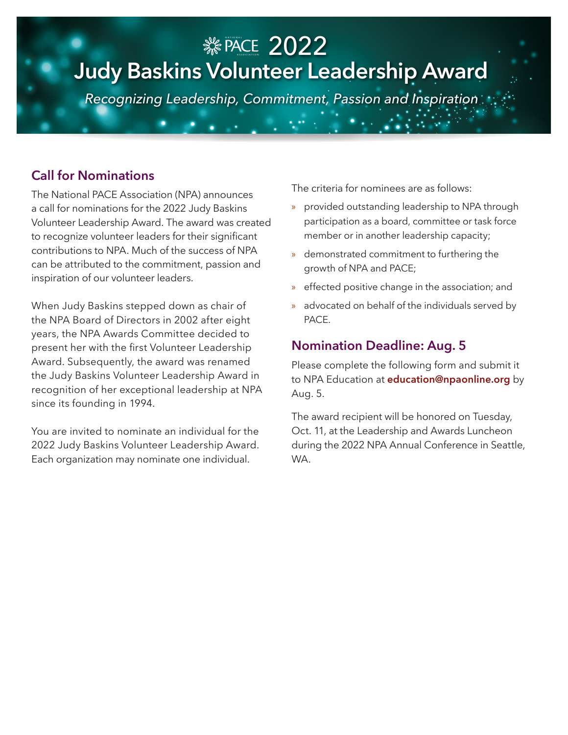# NATIONAL PACE ASSOCIATION 2022

# Judy Baskins Volunteer Leadership Award

*Recognizing Leadership, Commitment, Passion and Inspiration*

## Call for Nominations

The National PACE Association (NPA) announces a call for nominations for the 2022 Judy Baskins Volunteer Leadership Award. The award was created to recognize volunteer leaders for their significant contributions to NPA. Much of the success of NPA can be attributed to the commitment, passion and inspiration of our volunteer leaders.

When Judy Baskins stepped down as chair of the NPA Board of Directors in 2002 after eight years, the NPA Awards Committee decided to present her with the first Volunteer Leadership Award. Subsequently, the award was renamed the Judy Baskins Volunteer Leadership Award in recognition of her exceptional leadership at NPA since its founding in 1994.

You are invited to nominate an individual for the 2022 Judy Baskins Volunteer Leadership Award. Each organization may nominate one individual.

The criteria for nominees are as follows:

- provided outstanding leadership to NPA through participation as a board, committee or task force member or in another leadership capacity;
- demonstrated commitment to furthering the growth of NPA and PACE;
- effected positive change in the association; and
- advocated on behalf of the individuals served by PACE.

## Nomination Deadline: Aug. 5

Please complete the following form and submit it to NPA Education at **education@npaonline.org** by Aug. 5.

The award recipient will be honored on Tuesday, Oct. 11, at the Leadership and Awards Luncheon during the 2022 NPA Annual Conference in Seattle, WA.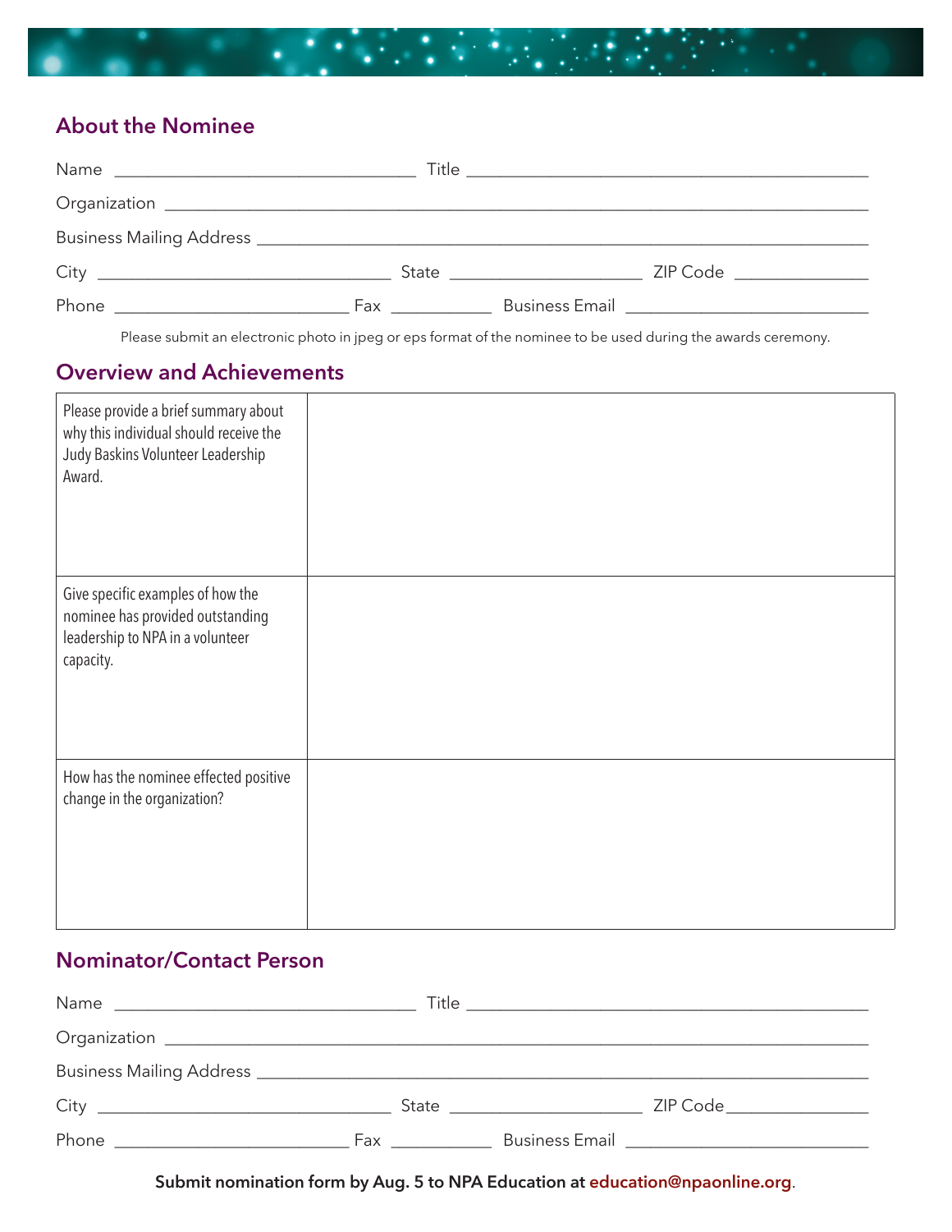## About the Nominee

Name ______________________________ Title ________________________________________

Organization ____________________________________________________________________

Business Mailing Address ________________________________________________________

City ______________________________ State ____________________ ZIP Code ______________

Phone _________________________ Fax __________ Business Email _________________________

Please submit an electronic photo in jpeg or eps format of the nominee to be used during the awards ceremony.

## Overview and Achievements

| | |
|---|---|
| Please provide a brief summary about why this individual should receive the Judy Baskins Volunteer Leadership Award. | |
| Give specific examples of how the nominee has provided outstanding leadership to NPA in a volunteer capacity. | |
| How has the nominee effected positive change in the organization? | |

## Nominator/Contact Person

Name ______________________________ Title ________________________________________

Organization ____________________________________________________________________

Business Mailing Address ________________________________________________________

City ______________________________ State ____________________ ZIP Code______________

Phone _________________________ Fax __________ Business Email _________________________

**Submit nomination form by Aug. 5 to NPA Education at education@npaonline.org.**